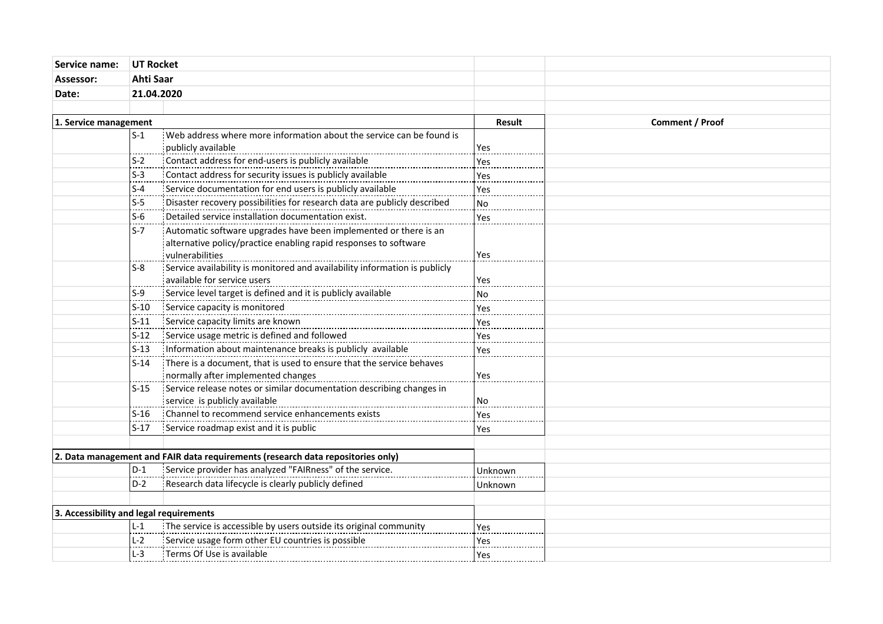| Service name: | UT Rocket | | | |
|---|---|---|---|---|
| Assessor: | Ahti Saar | | | |
| Date: | 21.04.2020 | | | |

| 1. Service management | | | Result | Comment / Proof |
|---|---|---|---|---|
| | S-1 | Web address where more information about the service can be found is publicly available | Yes | |
| | S-2 | Contact address for end-users is publicly available | Yes | |
| | S-3 | Contact address for security issues is publicly available | Yes | |
| | S-4 | Service documentation for end users is publicly available | Yes | |
| | S-5 | Disaster recovery possibilities for research data are publicly described | No | |
| | S-6 | Detailed service installation documentation exist. | Yes | |
| | S-7 | Automatic software upgrades have been implemented or there is an alternative policy/practice enabling rapid responses to software vulnerabilities | Yes | |
| | S-8 | Service availability is monitored and availability information is publicly available for service users | Yes | |
| | S-9 | Service level target is defined and it is publicly available | No | |
| | S-10 | Service capacity is monitored | Yes | |
| | S-11 | Service capacity limits are known | Yes | |
| | S-12 | Service usage metric is defined and followed | Yes | |
| | S-13 | Information about maintenance breaks is publicly available | Yes | |
| | S-14 | There is a document, that is used to ensure that the service behaves normally after implemented changes | Yes | |
| | S-15 | Service release notes or similar documentation describing changes in service is publicly available | No | |
| | S-16 | Channel to recommend service enhancements exists | Yes | |
| | S-17 | Service roadmap exist and it is public | Yes | |

| 2. Data management and FAIR data requirements (research data repositories only) | | | | |
|---|---|---|---|---|
| | D-1 | Service provider has analyzed "FAIRness" of the service. | Unknown | |
| | D-2 | Research data lifecycle is clearly publicly defined | Unknown | |

| 3. Accessibility and legal requirements | | | | |
|---|---|---|---|---|
| | L-1 | The service is accessible by users outside its original community | Yes | |
| | L-2 | Service usage form other EU countries is possible | Yes | |
| | L-3 | Terms Of Use is available | Yes | |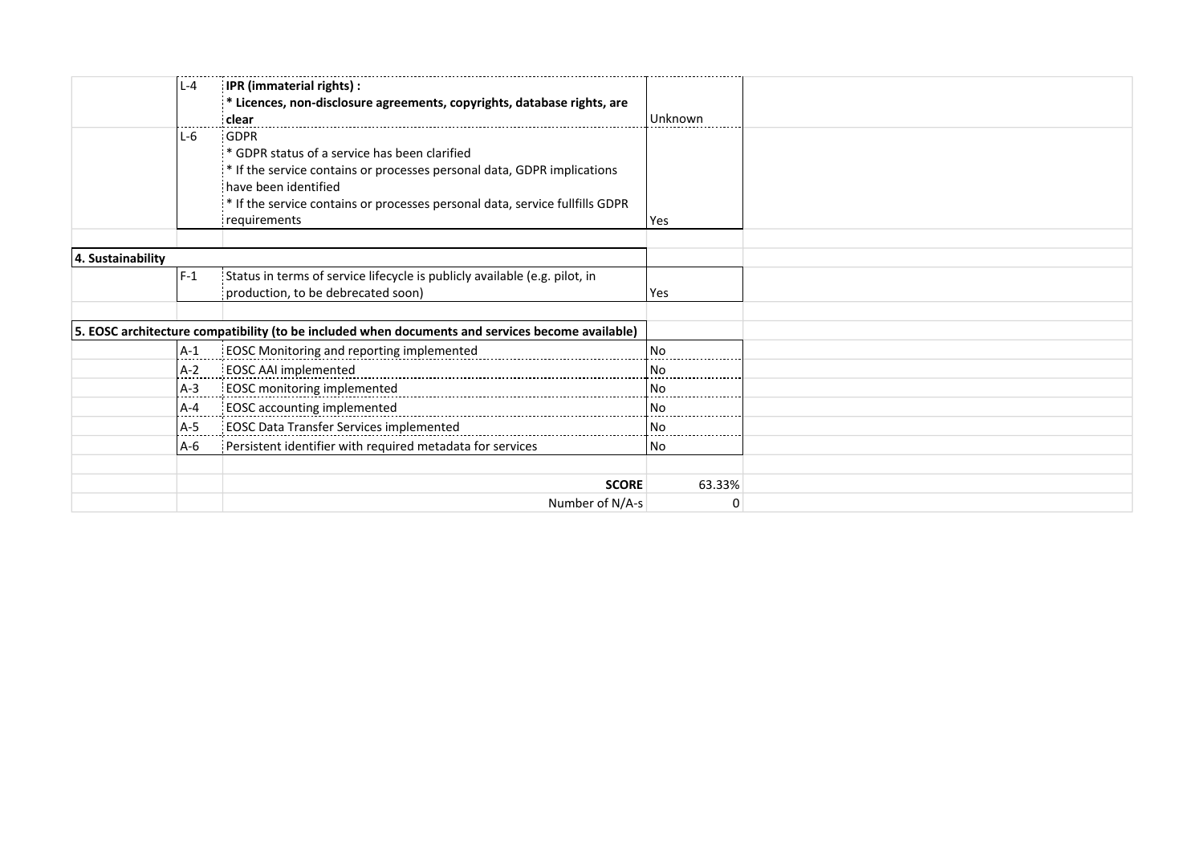| | | | |
|---|---|---|---|
| | L-4 | **IPR (immaterial rights) :**<br>**\* Licences, non-disclosure agreements, copyrights, database rights, are clear** | Unknown |
| | L-6 | GDPR<br>\* GDPR status of a service has been clarified<br>\* If the service contains or processes personal data, GDPR implications have been identified<br>\* If the service contains or processes personal data, service fullfills GDPR requirements | Yes |
| | | | |
| **4. Sustainability** | | | |
| | F-1 | Status in terms of service lifecycle is publicly available (e.g. pilot, in production, to be debrecated soon) | Yes |
| | | | |
| **5. EOSC architecture compatibility (to be included when documents and services become available)** | | | |
| | A-1 | EOSC Monitoring and reporting implemented | No |
| | A-2 | EOSC AAI implemented | No |
| | A-3 | EOSC monitoring implemented | No |
| | A-4 | EOSC accounting implemented | No |
| | A-5 | EOSC Data Transfer Services implemented | No |
| | A-6 | Persistent identifier with required metadata for services | No |
| | | | |
| | | **SCORE** | 63.33% |
| | | Number of N/A-s | 0 |